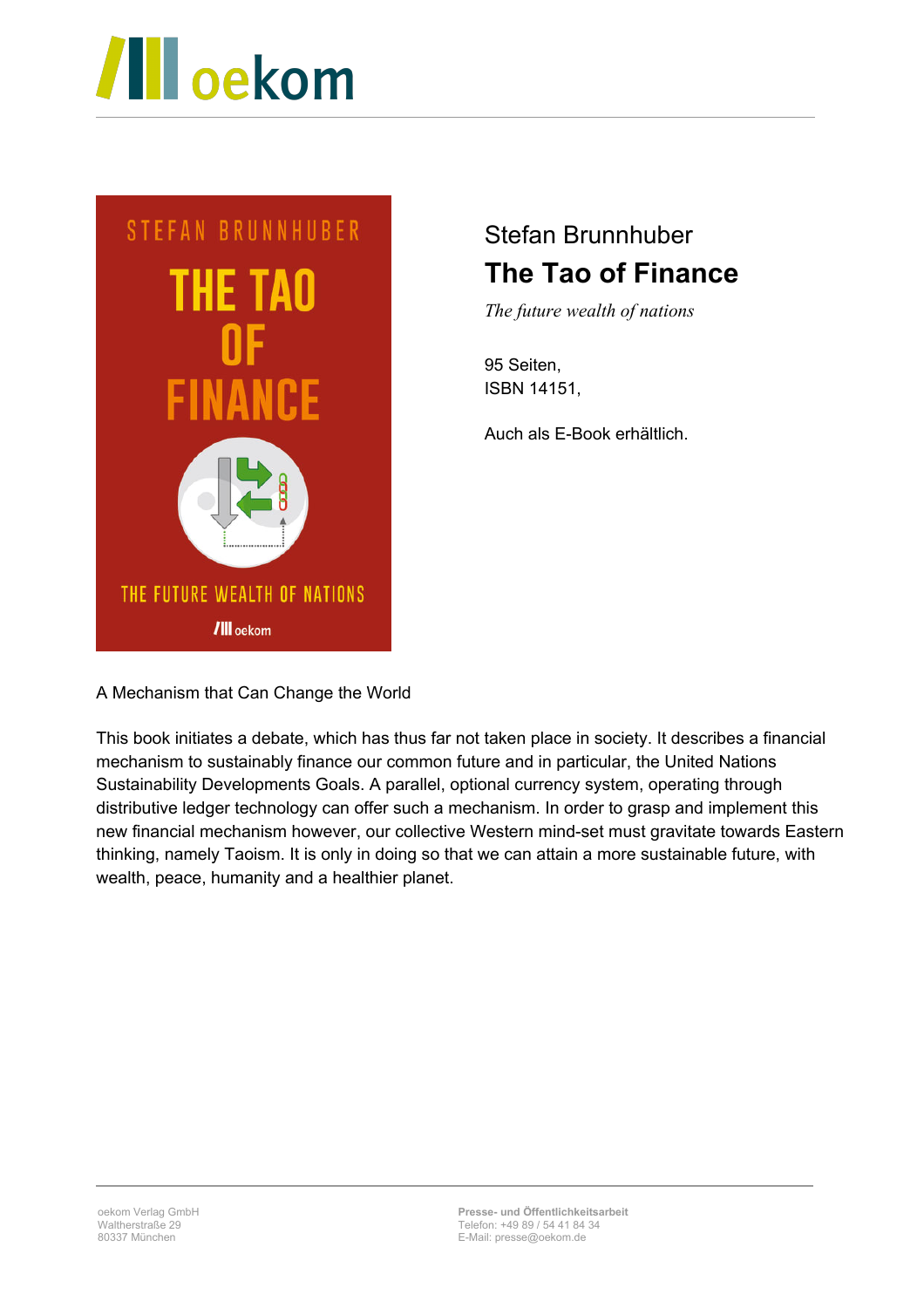Stefan Brunnhuber

# The Tao of Finance

*The future wealth of nations*

95 Seiten,
ISBN 14151,

Auch als E-Book erhältlich.

A Mechanism that Can Change the World

This book initiates a debate, which has thus far not taken place in society. It describes a financial mechanism to sustainably finance our common future and in particular, the United Nations Sustainability Developments Goals. A parallel, optional currency system, operating through distributive ledger technology can offer such a mechanism. In order to grasp and implement this new financial mechanism however, our collective Western mind-set must gravitate towards Eastern thinking, namely Taoism. It is only in doing so that we can attain a more sustainable future, with wealth, peace, humanity and a healthier planet.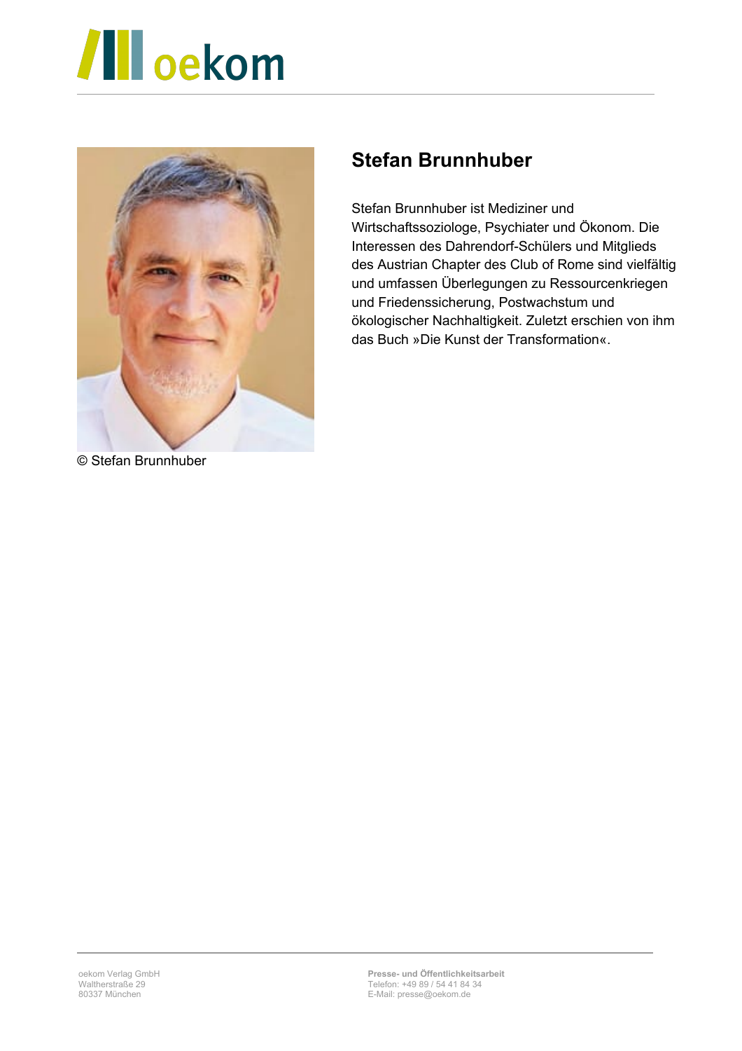# Stefan Brunnhuber

© Stefan Brunnhuber

Stefan Brunnhuber ist Mediziner und Wirtschaftssoziologe, Psychiater und Ökonom. Die Interessen des Dahrendorf-Schülers und Mitglieds des Austrian Chapter des Club of Rome sind vielfältig und umfassen Überlegungen zu Ressourcenkriegen und Friedenssicherung, Postwachstum und ökologischer Nachhaltigkeit. Zuletzt erschien von ihm das Buch »Die Kunst der Transformation«.

oekom Verlag GmbH
Waltherstraße 29
80337 München

**Presse- und Öffentlichkeitsarbeit**
Telefon: +49 89 / 54 41 84 34
E-Mail: presse@oekom.de